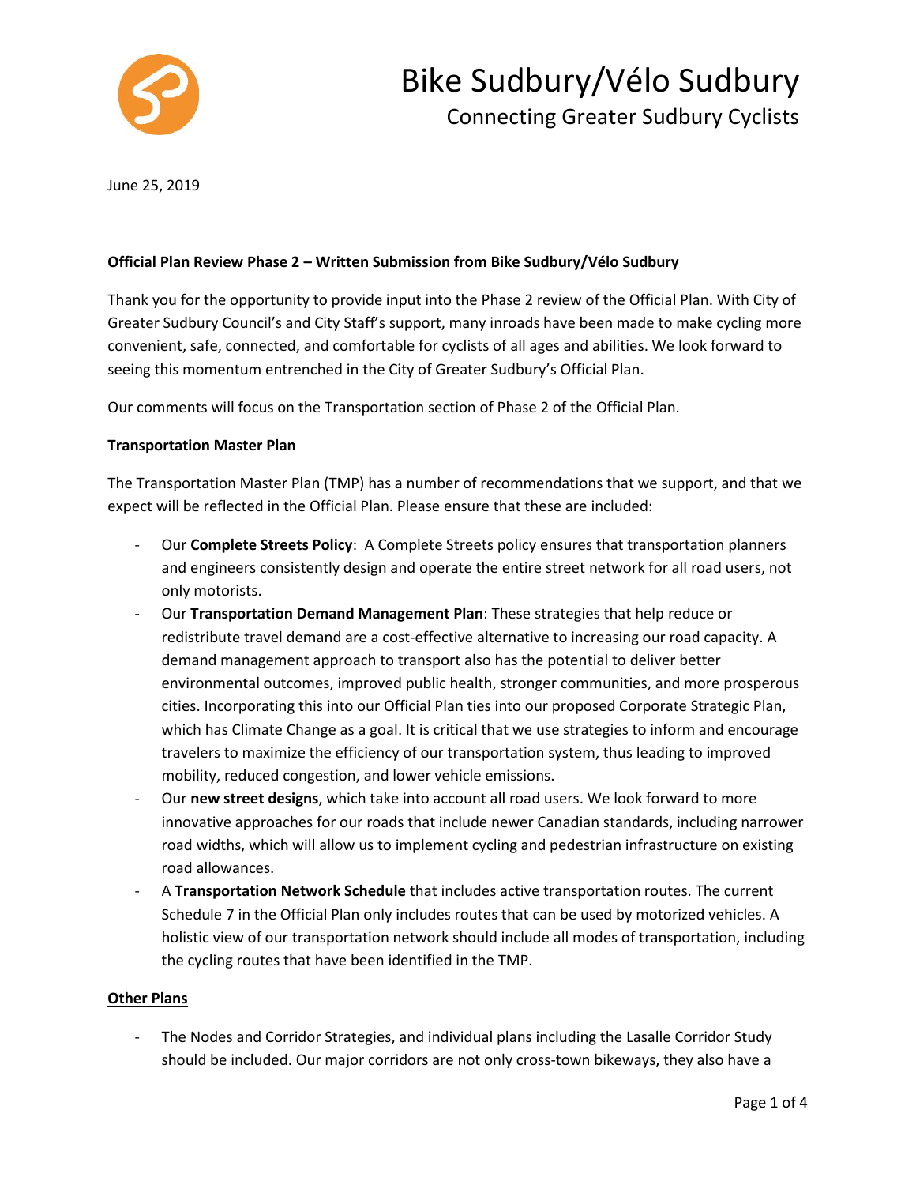# Bike Sudbury/Vélo Sudbury

Connecting Greater Sudbury Cyclists

June 25, 2019

**Official Plan Review Phase 2 – Written Submission from Bike Sudbury/Vélo Sudbury**

Thank you for the opportunity to provide input into the Phase 2 review of the Official Plan. With City of Greater Sudbury Council's and City Staff's support, many inroads have been made to make cycling more convenient, safe, connected, and comfortable for cyclists of all ages and abilities. We look forward to seeing this momentum entrenched in the City of Greater Sudbury's Official Plan.

Our comments will focus on the Transportation section of Phase 2 of the Official Plan.

## Transportation Master Plan

The Transportation Master Plan (TMP) has a number of recommendations that we support, and that we expect will be reflected in the Official Plan. Please ensure that these are included:

- Our **Complete Streets Policy**: A Complete Streets policy ensures that transportation planners and engineers consistently design and operate the entire street network for all road users, not only motorists.
- Our **Transportation Demand Management Plan**: These strategies that help reduce or redistribute travel demand are a cost-effective alternative to increasing our road capacity. A demand management approach to transport also has the potential to deliver better environmental outcomes, improved public health, stronger communities, and more prosperous cities. Incorporating this into our Official Plan ties into our proposed Corporate Strategic Plan, which has Climate Change as a goal. It is critical that we use strategies to inform and encourage travelers to maximize the efficiency of our transportation system, thus leading to improved mobility, reduced congestion, and lower vehicle emissions.
- Our **new street designs**, which take into account all road users. We look forward to more innovative approaches for our roads that include newer Canadian standards, including narrower road widths, which will allow us to implement cycling and pedestrian infrastructure on existing road allowances.
- A **Transportation Network Schedule** that includes active transportation routes. The current Schedule 7 in the Official Plan only includes routes that can be used by motorized vehicles. A holistic view of our transportation network should include all modes of transportation, including the cycling routes that have been identified in the TMP.

## Other Plans

- The Nodes and Corridor Strategies, and individual plans including the Lasalle Corridor Study should be included. Our major corridors are not only cross-town bikeways, they also have a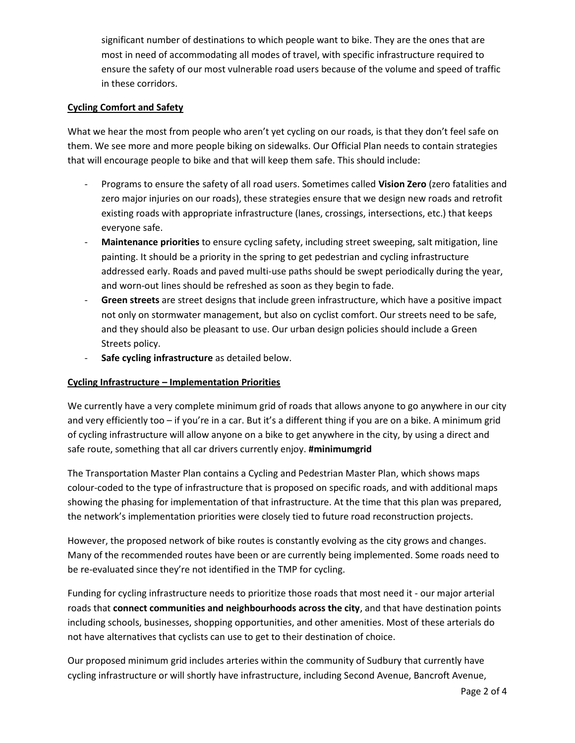significant number of destinations to which people want to bike. They are the ones that are most in need of accommodating all modes of travel, with specific infrastructure required to ensure the safety of our most vulnerable road users because of the volume and speed of traffic in these corridors.

## Cycling Comfort and Safety

What we hear the most from people who aren't yet cycling on our roads, is that they don't feel safe on them. We see more and more people biking on sidewalks. Our Official Plan needs to contain strategies that will encourage people to bike and that will keep them safe. This should include:

- Programs to ensure the safety of all road users. Sometimes called **Vision Zero** (zero fatalities and zero major injuries on our roads), these strategies ensure that we design new roads and retrofit existing roads with appropriate infrastructure (lanes, crossings, intersections, etc.) that keeps everyone safe.
- **Maintenance priorities** to ensure cycling safety, including street sweeping, salt mitigation, line painting. It should be a priority in the spring to get pedestrian and cycling infrastructure addressed early. Roads and paved multi-use paths should be swept periodically during the year, and worn-out lines should be refreshed as soon as they begin to fade.
- **Green streets** are street designs that include green infrastructure, which have a positive impact not only on stormwater management, but also on cyclist comfort. Our streets need to be safe, and they should also be pleasant to use. Our urban design policies should include a Green Streets policy.
- **Safe cycling infrastructure** as detailed below.

## Cycling Infrastructure – Implementation Priorities

We currently have a very complete minimum grid of roads that allows anyone to go anywhere in our city and very efficiently too – if you're in a car. But it's a different thing if you are on a bike. A minimum grid of cycling infrastructure will allow anyone on a bike to get anywhere in the city, by using a direct and safe route, something that all car drivers currently enjoy. **#minimumgrid**

The Transportation Master Plan contains a Cycling and Pedestrian Master Plan, which shows maps colour-coded to the type of infrastructure that is proposed on specific roads, and with additional maps showing the phasing for implementation of that infrastructure. At the time that this plan was prepared, the network's implementation priorities were closely tied to future road reconstruction projects.

However, the proposed network of bike routes is constantly evolving as the city grows and changes. Many of the recommended routes have been or are currently being implemented. Some roads need to be re-evaluated since they're not identified in the TMP for cycling.

Funding for cycling infrastructure needs to prioritize those roads that most need it - our major arterial roads that **connect communities and neighbourhoods across the city**, and that have destination points including schools, businesses, shopping opportunities, and other amenities. Most of these arterials do not have alternatives that cyclists can use to get to their destination of choice.

Our proposed minimum grid includes arteries within the community of Sudbury that currently have cycling infrastructure or will shortly have infrastructure, including Second Avenue, Bancroft Avenue,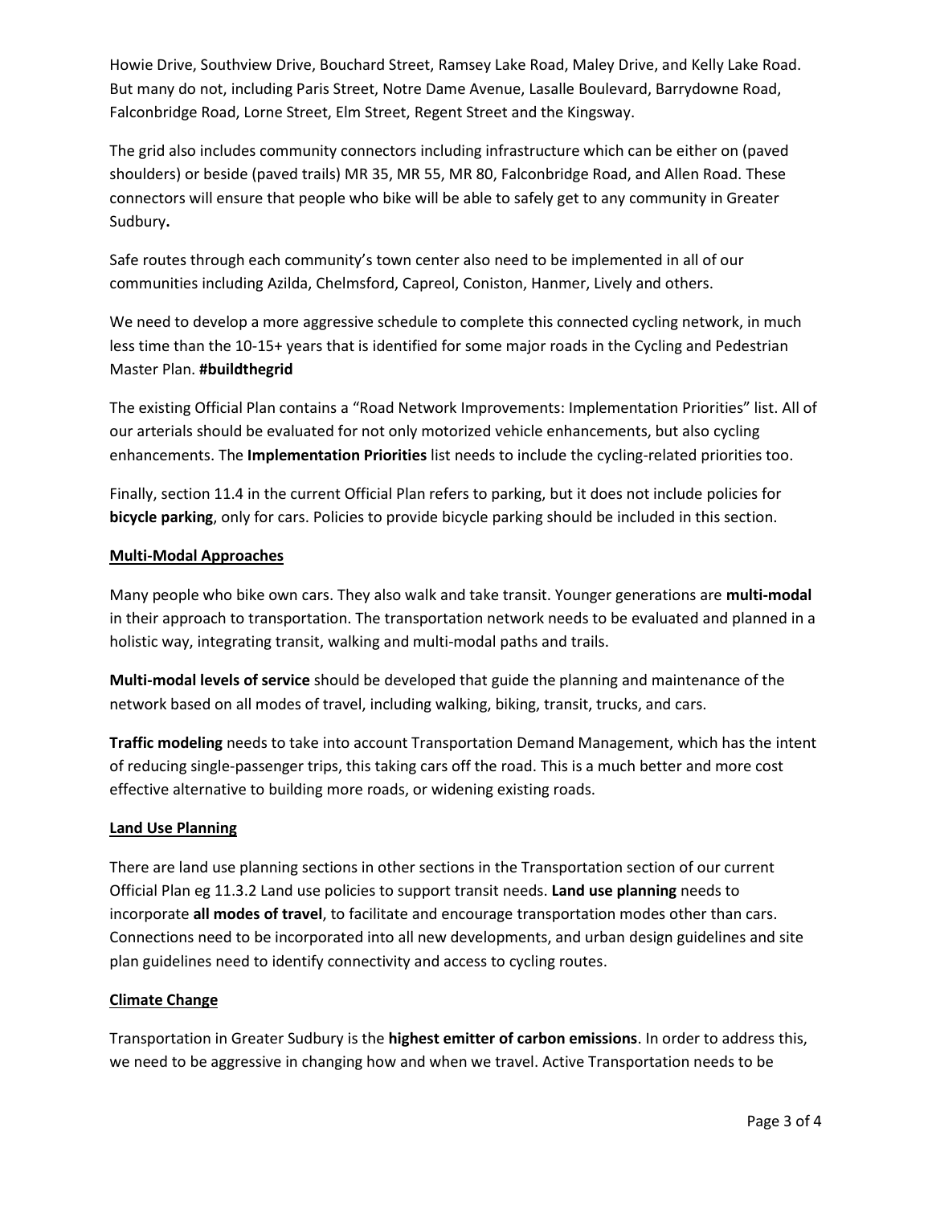Howie Drive, Southview Drive, Bouchard Street, Ramsey Lake Road, Maley Drive, and Kelly Lake Road. But many do not, including Paris Street, Notre Dame Avenue, Lasalle Boulevard, Barrydowne Road, Falconbridge Road, Lorne Street, Elm Street, Regent Street and the Kingsway.

The grid also includes community connectors including infrastructure which can be either on (paved shoulders) or beside (paved trails) MR 35, MR 55, MR 80, Falconbridge Road, and Allen Road. These connectors will ensure that people who bike will be able to safely get to any community in Greater Sudbury**.**

Safe routes through each community's town center also need to be implemented in all of our communities including Azilda, Chelmsford, Capreol, Coniston, Hanmer, Lively and others.

We need to develop a more aggressive schedule to complete this connected cycling network, in much less time than the 10-15+ years that is identified for some major roads in the Cycling and Pedestrian Master Plan. **#buildthegrid**

The existing Official Plan contains a "Road Network Improvements: Implementation Priorities" list. All of our arterials should be evaluated for not only motorized vehicle enhancements, but also cycling enhancements. The **Implementation Priorities** list needs to include the cycling-related priorities too.

Finally, section 11.4 in the current Official Plan refers to parking, but it does not include policies for **bicycle parking**, only for cars. Policies to provide bicycle parking should be included in this section.

## Multi-Modal Approaches

Many people who bike own cars. They also walk and take transit. Younger generations are **multi-modal** in their approach to transportation. The transportation network needs to be evaluated and planned in a holistic way, integrating transit, walking and multi-modal paths and trails.

**Multi-modal levels of service** should be developed that guide the planning and maintenance of the network based on all modes of travel, including walking, biking, transit, trucks, and cars.

**Traffic modeling** needs to take into account Transportation Demand Management, which has the intent of reducing single-passenger trips, this taking cars off the road. This is a much better and more cost effective alternative to building more roads, or widening existing roads.

## Land Use Planning

There are land use planning sections in other sections in the Transportation section of our current Official Plan eg 11.3.2 Land use policies to support transit needs. **Land use planning** needs to incorporate **all modes of travel**, to facilitate and encourage transportation modes other than cars. Connections need to be incorporated into all new developments, and urban design guidelines and site plan guidelines need to identify connectivity and access to cycling routes.

## Climate Change

Transportation in Greater Sudbury is the **highest emitter of carbon emissions**. In order to address this, we need to be aggressive in changing how and when we travel. Active Transportation needs to be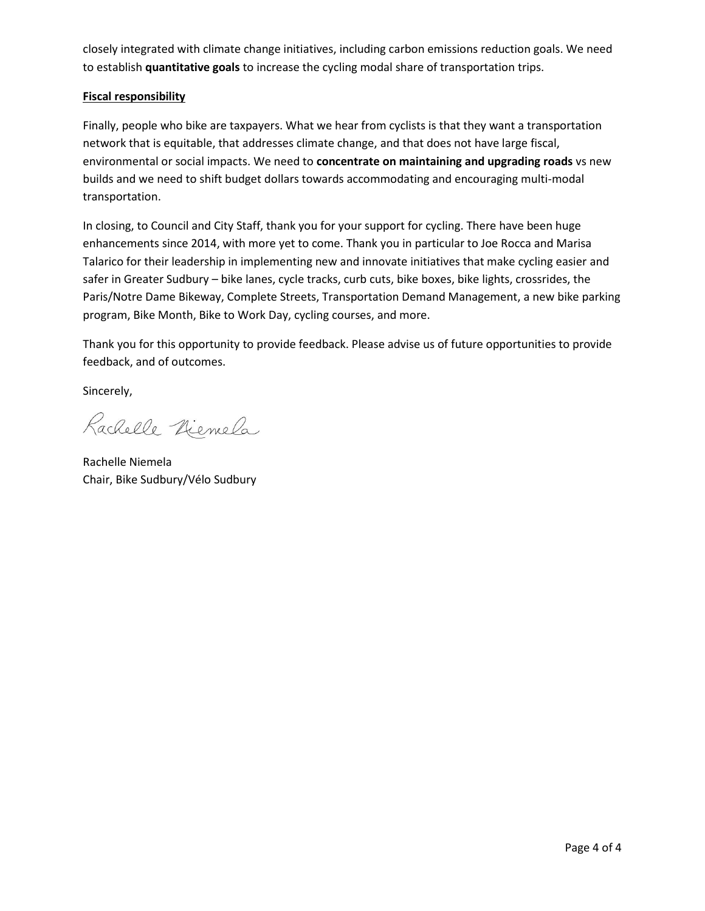closely integrated with climate change initiatives, including carbon emissions reduction goals. We need to establish **quantitative goals** to increase the cycling modal share of transportation trips.

**Fiscal responsibility**

Finally, people who bike are taxpayers. What we hear from cyclists is that they want a transportation network that is equitable, that addresses climate change, and that does not have large fiscal, environmental or social impacts. We need to **concentrate on maintaining and upgrading roads** vs new builds and we need to shift budget dollars towards accommodating and encouraging multi-modal transportation.

In closing, to Council and City Staff, thank you for your support for cycling. There have been huge enhancements since 2014, with more yet to come. Thank you in particular to Joe Rocca and Marisa Talarico for their leadership in implementing new and innovate initiatives that make cycling easier and safer in Greater Sudbury – bike lanes, cycle tracks, curb cuts, bike boxes, bike lights, crossrides, the Paris/Notre Dame Bikeway, Complete Streets, Transportation Demand Management, a new bike parking program, Bike Month, Bike to Work Day, cycling courses, and more.

Thank you for this opportunity to provide feedback. Please advise us of future opportunities to provide feedback, and of outcomes.

Sincerely,

Rachelle Niemela

Rachelle Niemela
Chair, Bike Sudbury/Vélo Sudbury